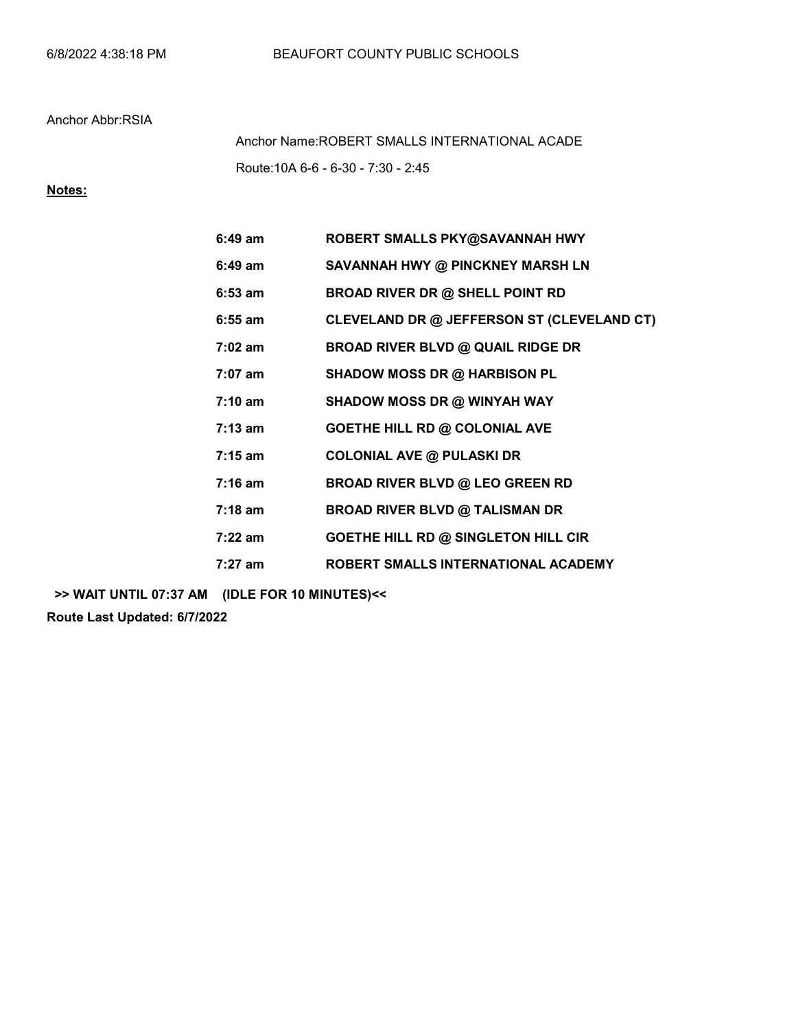Anchor Abbr:RSIA

Anchor Name:ROBERT SMALLS INTERNATIONAL ACADE

Route:10A 6-6 - 6-30 - 7:30 - 2:45

**Notes:**

| | |
|---|---|
| **6:49 am** | **ROBERT SMALLS PKY@SAVANNAH HWY** |
| **6:49 am** | **SAVANNAH HWY @ PINCKNEY MARSH LN** |
| **6:53 am** | **BROAD RIVER DR @ SHELL POINT RD** |
| **6:55 am** | **CLEVELAND DR @ JEFFERSON ST (CLEVELAND CT)** |
| **7:02 am** | **BROAD RIVER BLVD @ QUAIL RIDGE DR** |
| **7:07 am** | **SHADOW MOSS DR @ HARBISON PL** |
| **7:10 am** | **SHADOW MOSS DR @ WINYAH WAY** |
| **7:13 am** | **GOETHE HILL RD @ COLONIAL AVE** |
| **7:15 am** | **COLONIAL AVE @ PULASKI DR** |
| **7:16 am** | **BROAD RIVER BLVD @ LEO GREEN RD** |
| **7:18 am** | **BROAD RIVER BLVD @ TALISMAN DR** |
| **7:22 am** | **GOETHE HILL RD @ SINGLETON HILL CIR** |
| **7:27 am** | **ROBERT SMALLS INTERNATIONAL ACADEMY** |

**>> WAIT UNTIL 07:37 AM (IDLE FOR 10 MINUTES)<<**

**Route Last Updated: 6/7/2022**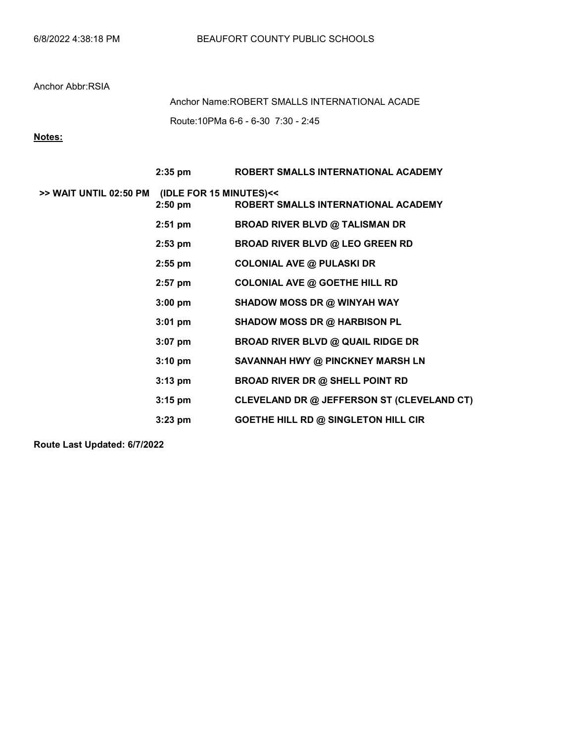Anchor Abbr:RSIA

Anchor Name:ROBERT SMALLS INTERNATIONAL ACADE

Route:10PMa 6-6 - 6-30 7:30 - 2:45

**Notes:**

| | | |
|---|---|---|
| | **2:35 pm** | **ROBERT SMALLS INTERNATIONAL ACADEMY** |
| **>> WAIT UNTIL 02:50 PM** | **(IDLE FOR 15 MINUTES)<<** | |
| | **2:50 pm** | **ROBERT SMALLS INTERNATIONAL ACADEMY** |
| | **2:51 pm** | **BROAD RIVER BLVD @ TALISMAN DR** |
| | **2:53 pm** | **BROAD RIVER BLVD @ LEO GREEN RD** |
| | **2:55 pm** | **COLONIAL AVE @ PULASKI DR** |
| | **2:57 pm** | **COLONIAL AVE @ GOETHE HILL RD** |
| | **3:00 pm** | **SHADOW MOSS DR @ WINYAH WAY** |
| | **3:01 pm** | **SHADOW MOSS DR @ HARBISON PL** |
| | **3:07 pm** | **BROAD RIVER BLVD @ QUAIL RIDGE DR** |
| | **3:10 pm** | **SAVANNAH HWY @ PINCKNEY MARSH LN** |
| | **3:13 pm** | **BROAD RIVER DR @ SHELL POINT RD** |
| | **3:15 pm** | **CLEVELAND DR @ JEFFERSON ST (CLEVELAND CT)** |
| | **3:23 pm** | **GOETHE HILL RD @ SINGLETON HILL CIR** |

**Route Last Updated: 6/7/2022**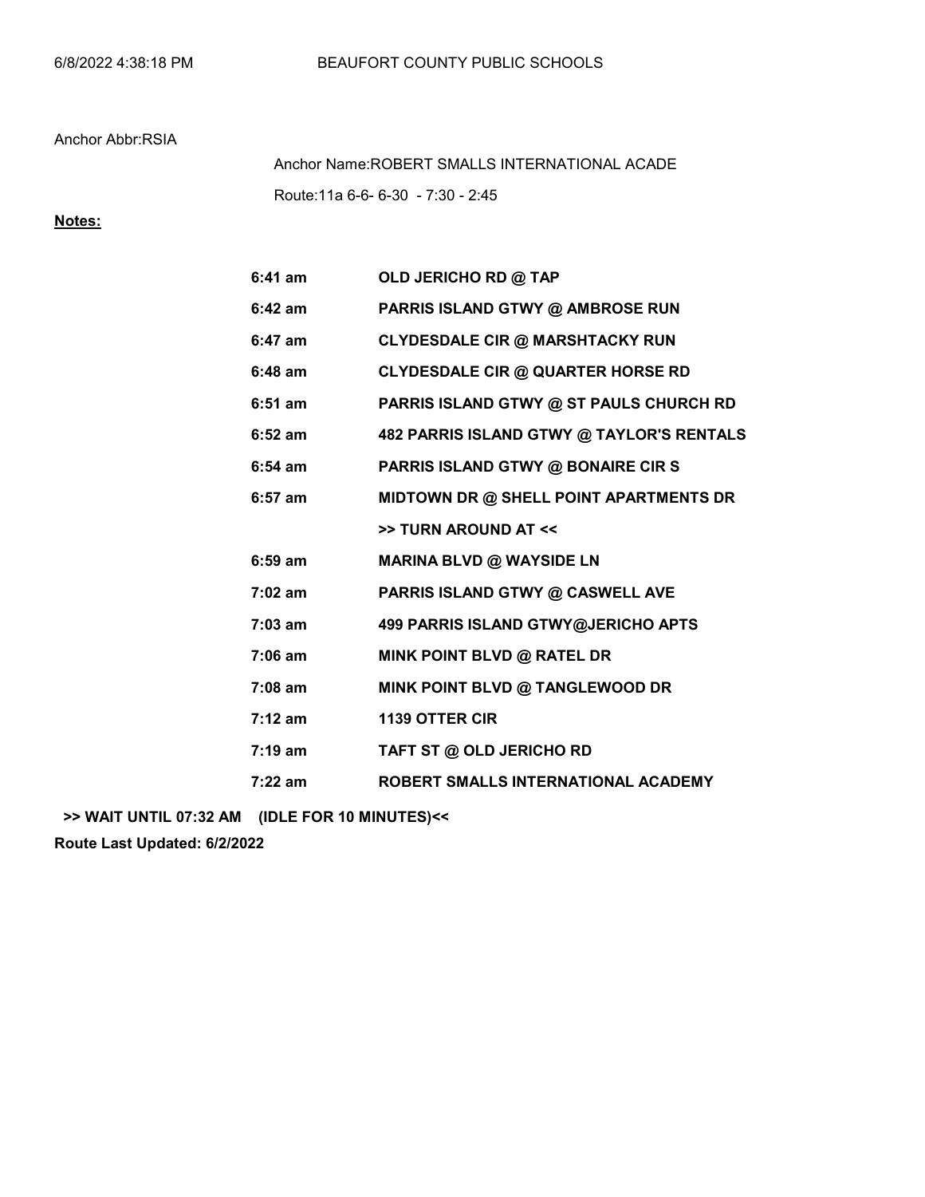Anchor Abbr:RSIA

Anchor Name:ROBERT SMALLS INTERNATIONAL ACADE

Route:11a 6-6- 6-30 - 7:30 - 2:45

**Notes:**

| | |
|---|---|
| 6:41 am | **OLD JERICHO RD @ TAP** |
| 6:42 am | **PARRIS ISLAND GTWY @ AMBROSE RUN** |
| 6:47 am | **CLYDESDALE CIR @ MARSHTACKY RUN** |
| 6:48 am | **CLYDESDALE CIR @ QUARTER HORSE RD** |
| 6:51 am | **PARRIS ISLAND GTWY @ ST PAULS CHURCH RD** |
| 6:52 am | **482 PARRIS ISLAND GTWY @ TAYLOR'S RENTALS** |
| 6:54 am | **PARRIS ISLAND GTWY @ BONAIRE CIR S** |
| 6:57 am | **MIDTOWN DR @ SHELL POINT APARTMENTS DR** |
| | **>> TURN AROUND AT <<** |
| 6:59 am | **MARINA BLVD @ WAYSIDE LN** |
| 7:02 am | **PARRIS ISLAND GTWY @ CASWELL AVE** |
| 7:03 am | **499 PARRIS ISLAND GTWY@JERICHO APTS** |
| 7:06 am | **MINK POINT BLVD @ RATEL DR** |
| 7:08 am | **MINK POINT BLVD @ TANGLEWOOD DR** |
| 7:12 am | **1139 OTTER CIR** |
| 7:19 am | **TAFT ST @ OLD JERICHO RD** |
| 7:22 am | **ROBERT SMALLS INTERNATIONAL ACADEMY** |

**>> WAIT UNTIL 07:32 AM (IDLE FOR 10 MINUTES)<<**

**Route Last Updated: 6/2/2022**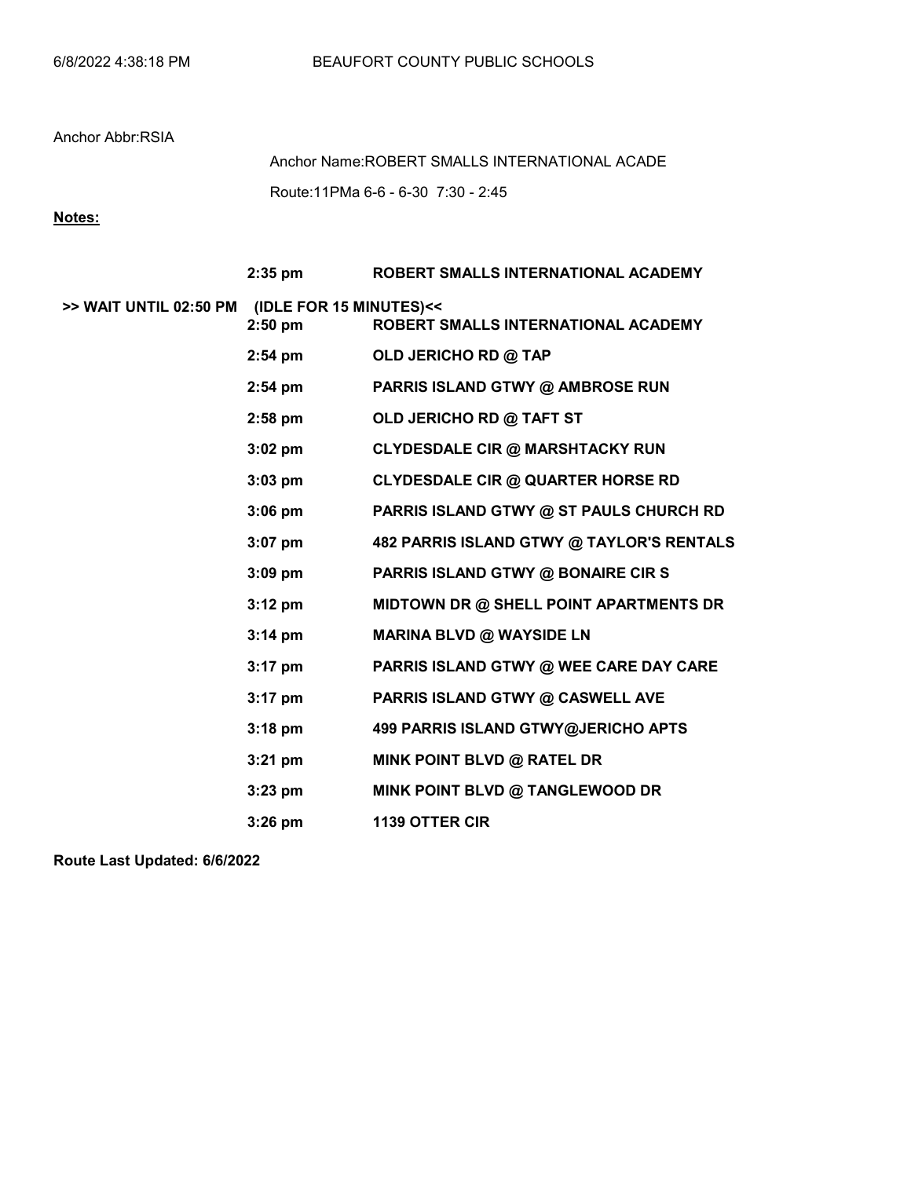Anchor Abbr:RSIA

Anchor Name:ROBERT SMALLS INTERNATIONAL ACADE

Route:11PMa 6-6 - 6-30 7:30 - 2:45

**Notes:**

| | | |
|---|---|---|
| | **2:35 pm** | **ROBERT SMALLS INTERNATIONAL ACADEMY** |
| **>> WAIT UNTIL 02:50 PM** | **(IDLE FOR 15 MINUTES)<<** | |
| | **2:50 pm** | **ROBERT SMALLS INTERNATIONAL ACADEMY** |
| | **2:54 pm** | **OLD JERICHO RD @ TAP** |
| | **2:54 pm** | **PARRIS ISLAND GTWY @ AMBROSE RUN** |
| | **2:58 pm** | **OLD JERICHO RD @ TAFT ST** |
| | **3:02 pm** | **CLYDESDALE CIR @ MARSHTACKY RUN** |
| | **3:03 pm** | **CLYDESDALE CIR @ QUARTER HORSE RD** |
| | **3:06 pm** | **PARRIS ISLAND GTWY @ ST PAULS CHURCH RD** |
| | **3:07 pm** | **482 PARRIS ISLAND GTWY @ TAYLOR'S RENTALS** |
| | **3:09 pm** | **PARRIS ISLAND GTWY @ BONAIRE CIR S** |
| | **3:12 pm** | **MIDTOWN DR @ SHELL POINT APARTMENTS DR** |
| | **3:14 pm** | **MARINA BLVD @ WAYSIDE LN** |
| | **3:17 pm** | **PARRIS ISLAND GTWY @ WEE CARE DAY CARE** |
| | **3:17 pm** | **PARRIS ISLAND GTWY @ CASWELL AVE** |
| | **3:18 pm** | **499 PARRIS ISLAND GTWY@JERICHO APTS** |
| | **3:21 pm** | **MINK POINT BLVD @ RATEL DR** |
| | **3:23 pm** | **MINK POINT BLVD @ TANGLEWOOD DR** |
| | **3:26 pm** | **1139 OTTER CIR** |

**Route Last Updated: 6/6/2022**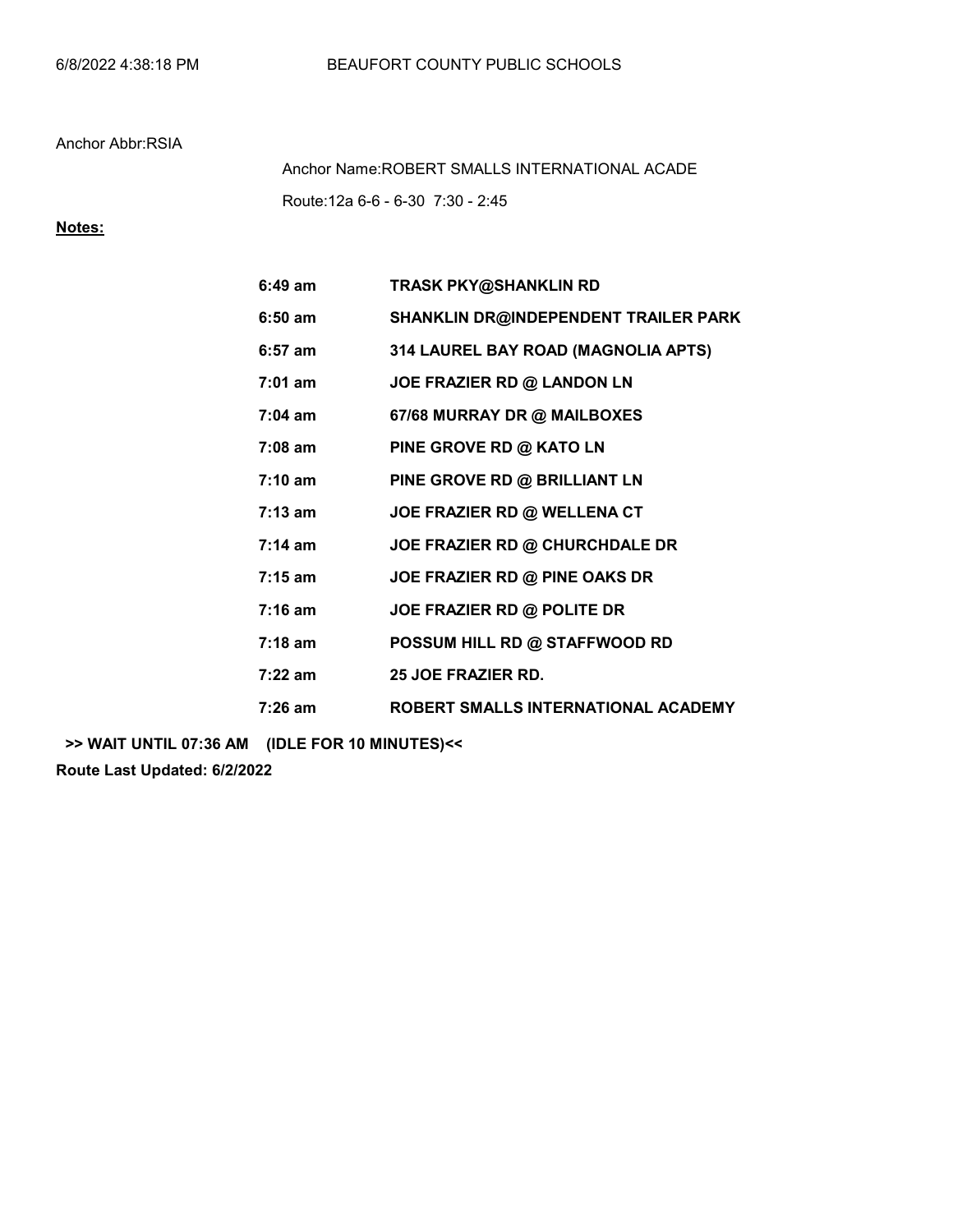Anchor Abbr:RSIA

Anchor Name:ROBERT SMALLS INTERNATIONAL ACADE

Route:12a 6-6 - 6-30 7:30 - 2:45

**Notes:**

| | |
|---|---|
| **6:49 am** | **TRASK PKY@SHANKLIN RD** |
| **6:50 am** | **SHANKLIN DR@INDEPENDENT TRAILER PARK** |
| **6:57 am** | **314 LAUREL BAY ROAD (MAGNOLIA APTS)** |
| **7:01 am** | **JOE FRAZIER RD @ LANDON LN** |
| **7:04 am** | **67/68 MURRAY DR @ MAILBOXES** |
| **7:08 am** | **PINE GROVE RD @ KATO LN** |
| **7:10 am** | **PINE GROVE RD @ BRILLIANT LN** |
| **7:13 am** | **JOE FRAZIER RD @ WELLENA CT** |
| **7:14 am** | **JOE FRAZIER RD @ CHURCHDALE DR** |
| **7:15 am** | **JOE FRAZIER RD @ PINE OAKS DR** |
| **7:16 am** | **JOE FRAZIER RD @ POLITE DR** |
| **7:18 am** | **POSSUM HILL RD @ STAFFWOOD RD** |
| **7:22 am** | **25 JOE FRAZIER RD.** |
| **7:26 am** | **ROBERT SMALLS INTERNATIONAL ACADEMY** |

**>> WAIT UNTIL 07:36 AM (IDLE FOR 10 MINUTES)<<**

**Route Last Updated: 6/2/2022**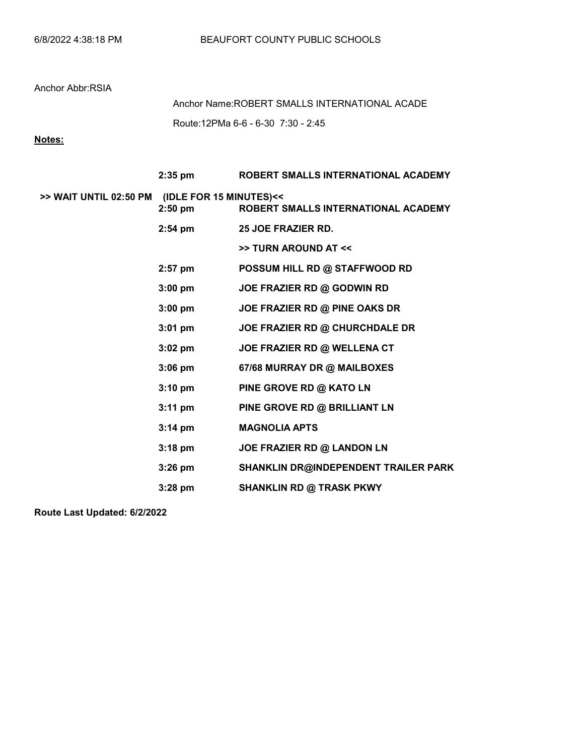6/8/2022 4:38:18 PM BEAUFORT COUNTY PUBLIC SCHOOLS

Anchor Abbr:RSIA

Anchor Name:ROBERT SMALLS INTERNATIONAL ACADE

Route:12PMa 6-6 - 6-30 7:30 - 2:45

**Notes:**

| | | |
|---|---|---|
| | **2:35 pm** | **ROBERT SMALLS INTERNATIONAL ACADEMY** |
| **>> WAIT UNTIL 02:50 PM** | **(IDLE FOR 15 MINUTES)<<** | |
| | **2:50 pm** | **ROBERT SMALLS INTERNATIONAL ACADEMY** |
| | **2:54 pm** | **25 JOE FRAZIER RD.** |
| | | **>> TURN AROUND AT <<** |
| | **2:57 pm** | **POSSUM HILL RD @ STAFFWOOD RD** |
| | **3:00 pm** | **JOE FRAZIER RD @ GODWIN RD** |
| | **3:00 pm** | **JOE FRAZIER RD @ PINE OAKS DR** |
| | **3:01 pm** | **JOE FRAZIER RD @ CHURCHDALE DR** |
| | **3:02 pm** | **JOE FRAZIER RD @ WELLENA CT** |
| | **3:06 pm** | **67/68 MURRAY DR @ MAILBOXES** |
| | **3:10 pm** | **PINE GROVE RD @ KATO LN** |
| | **3:11 pm** | **PINE GROVE RD @ BRILLIANT LN** |
| | **3:14 pm** | **MAGNOLIA APTS** |
| | **3:18 pm** | **JOE FRAZIER RD @ LANDON LN** |
| | **3:26 pm** | **SHANKLIN DR@INDEPENDENT TRAILER PARK** |
| | **3:28 pm** | **SHANKLIN RD @ TRASK PKWY** |

**Route Last Updated: 6/2/2022**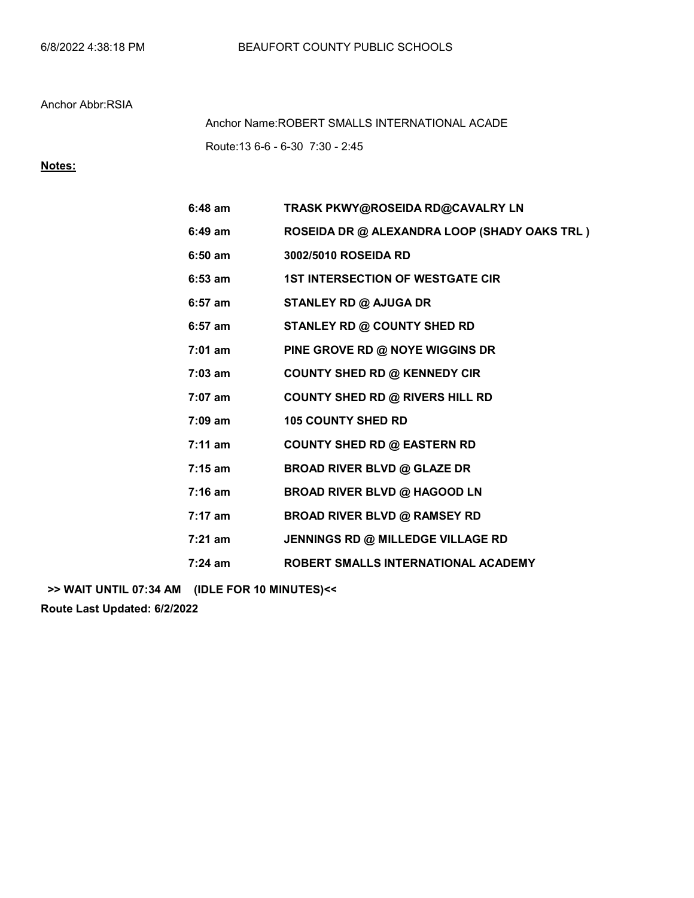Anchor Abbr:RSIA

Anchor Name:ROBERT SMALLS INTERNATIONAL ACADE

Route:13 6-6 - 6-30 7:30 - 2:45

**Notes:**

| | |
|---|---|
| **6:48 am** | **TRASK PKWY@ROSEIDA RD@CAVALRY LN** |
| **6:49 am** | **ROSEIDA DR @ ALEXANDRA LOOP (SHADY OAKS TRL )** |
| **6:50 am** | **3002/5010 ROSEIDA RD** |
| **6:53 am** | **1ST INTERSECTION OF WESTGATE CIR** |
| **6:57 am** | **STANLEY RD @ AJUGA DR** |
| **6:57 am** | **STANLEY RD @ COUNTY SHED RD** |
| **7:01 am** | **PINE GROVE RD @ NOYE WIGGINS DR** |
| **7:03 am** | **COUNTY SHED RD @ KENNEDY CIR** |
| **7:07 am** | **COUNTY SHED RD @ RIVERS HILL RD** |
| **7:09 am** | **105 COUNTY SHED RD** |
| **7:11 am** | **COUNTY SHED RD @ EASTERN RD** |
| **7:15 am** | **BROAD RIVER BLVD @ GLAZE DR** |
| **7:16 am** | **BROAD RIVER BLVD @ HAGOOD LN** |
| **7:17 am** | **BROAD RIVER BLVD @ RAMSEY RD** |
| **7:21 am** | **JENNINGS RD @ MILLEDGE VILLAGE RD** |
| **7:24 am** | **ROBERT SMALLS INTERNATIONAL ACADEMY** |

**>> WAIT UNTIL 07:34 AM (IDLE FOR 10 MINUTES)<<**

**Route Last Updated: 6/2/2022**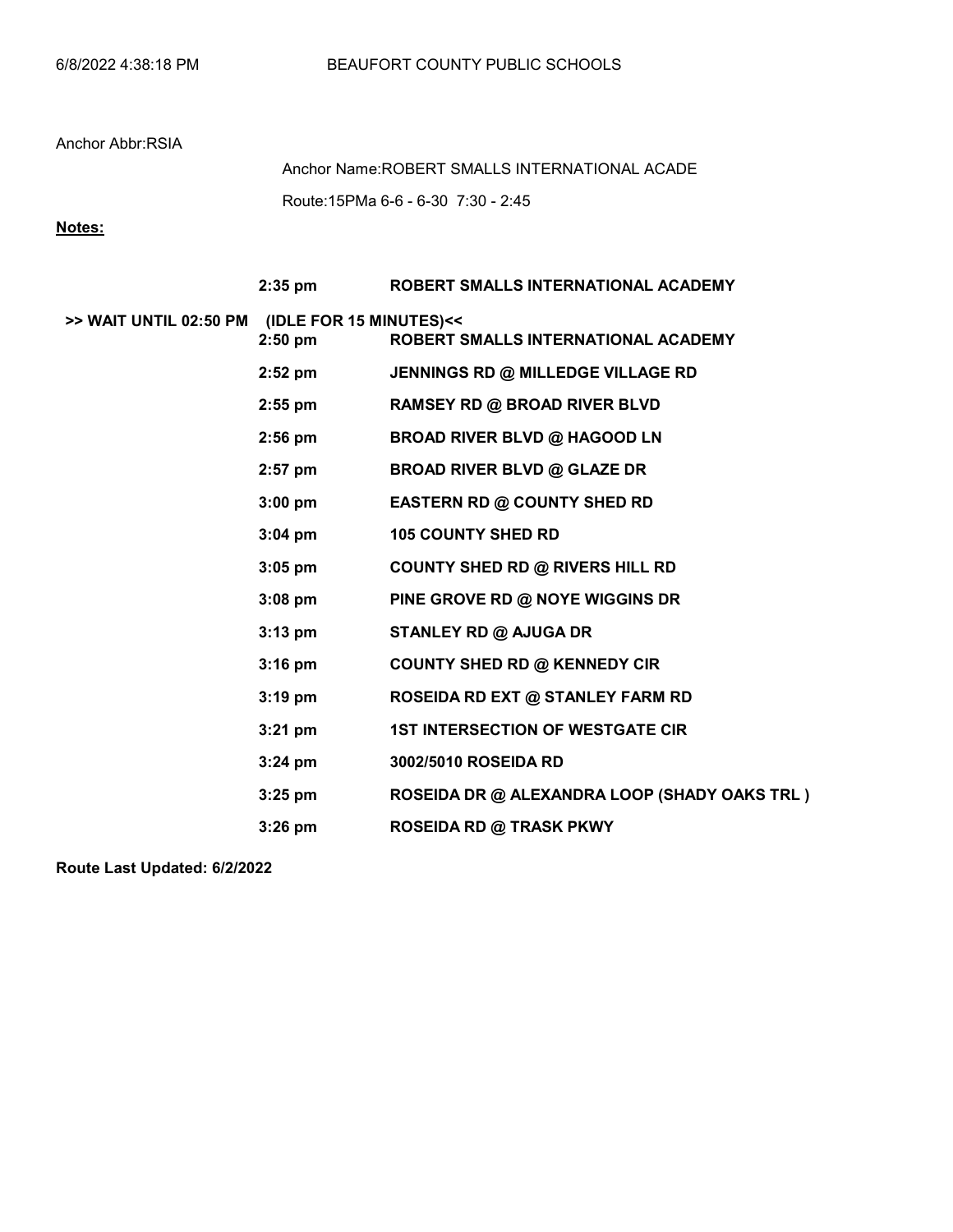Anchor Abbr:RSIA

Anchor Name:ROBERT SMALLS INTERNATIONAL ACADE

Route:15PMa 6-6 - 6-30 7:30 - 2:45

**Notes:**

| | | |
|---|---|---|
| | **2:35 pm** | **ROBERT SMALLS INTERNATIONAL ACADEMY** |
| **>> WAIT UNTIL 02:50 PM** | **(IDLE FOR 15 MINUTES)<<** | |
| | **2:50 pm** | **ROBERT SMALLS INTERNATIONAL ACADEMY** |
| | **2:52 pm** | **JENNINGS RD @ MILLEDGE VILLAGE RD** |
| | **2:55 pm** | **RAMSEY RD @ BROAD RIVER BLVD** |
| | **2:56 pm** | **BROAD RIVER BLVD @ HAGOOD LN** |
| | **2:57 pm** | **BROAD RIVER BLVD @ GLAZE DR** |
| | **3:00 pm** | **EASTERN RD @ COUNTY SHED RD** |
| | **3:04 pm** | **105 COUNTY SHED RD** |
| | **3:05 pm** | **COUNTY SHED RD @ RIVERS HILL RD** |
| | **3:08 pm** | **PINE GROVE RD @ NOYE WIGGINS DR** |
| | **3:13 pm** | **STANLEY RD @ AJUGA DR** |
| | **3:16 pm** | **COUNTY SHED RD @ KENNEDY CIR** |
| | **3:19 pm** | **ROSEIDA RD EXT @ STANLEY FARM RD** |
| | **3:21 pm** | **1ST INTERSECTION OF WESTGATE CIR** |
| | **3:24 pm** | **3002/5010 ROSEIDA RD** |
| | **3:25 pm** | **ROSEIDA DR @ ALEXANDRA LOOP (SHADY OAKS TRL )** |
| | **3:26 pm** | **ROSEIDA RD @ TRASK PKWY** |

**Route Last Updated: 6/2/2022**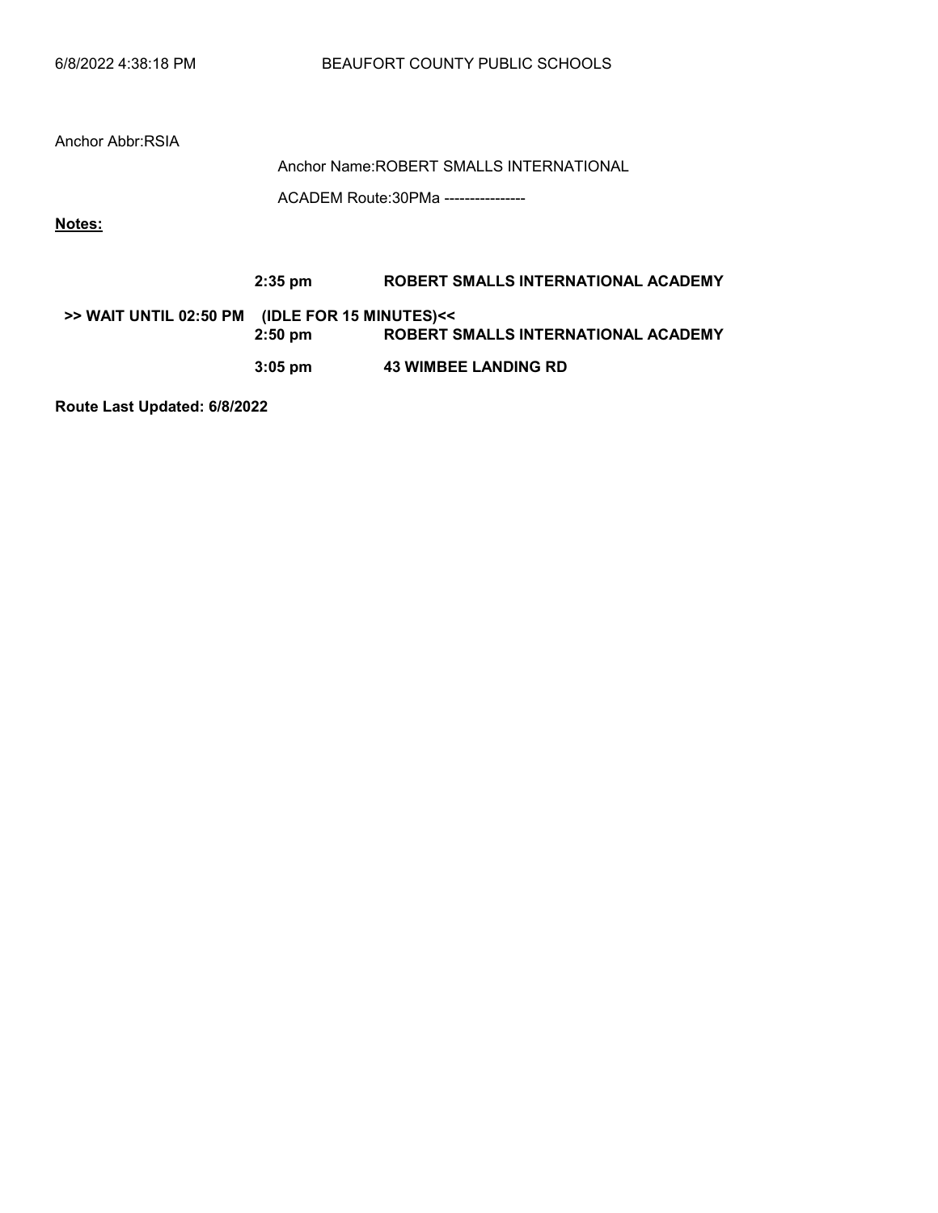6/8/2022 4:38:18 PM BEAUFORT COUNTY PUBLIC SCHOOLS

Anchor Abbr:RSIA

Anchor Name:ROBERT SMALLS INTERNATIONAL

ACADEM Route:30PMa ----------------

**Notes:**

| | | |
|---|---|---|
| | **2:35 pm** | **ROBERT SMALLS INTERNATIONAL ACADEMY** |
| **>> WAIT UNTIL 02:50 PM** | **(IDLE FOR 15 MINUTES)<<** | |
| | **2:50 pm** | **ROBERT SMALLS INTERNATIONAL ACADEMY** |
| | **3:05 pm** | **43 WIMBEE LANDING RD** |

**Route Last Updated: 6/8/2022**